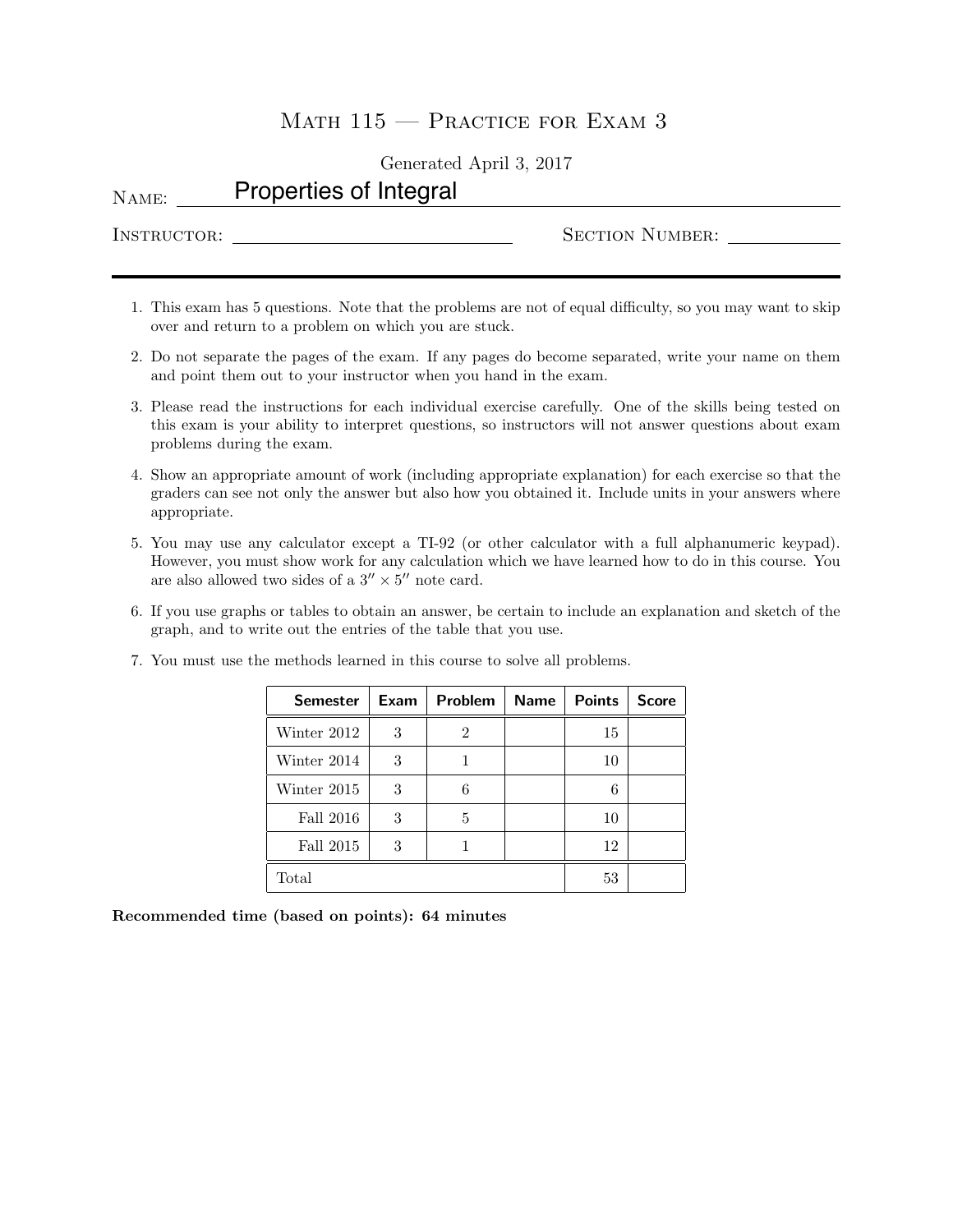# Math 115 — Practice for Exam 3

Generated April 3, 2017

Name: Properties of Integral

Instructor: ______________________ Section Number: __________

---

1. This exam has 5 questions. Note that the problems are not of equal difficulty, so you may want to skip over and return to a problem on which you are stuck.
2. Do not separate the pages of the exam. If any pages do become separated, write your name on them and point them out to your instructor when you hand in the exam.
3. Please read the instructions for each individual exercise carefully. One of the skills being tested on this exam is your ability to interpret questions, so instructors will not answer questions about exam problems during the exam.
4. Show an appropriate amount of work (including appropriate explanation) for each exercise so that the graders can see not only the answer but also how you obtained it. Include units in your answers where appropriate.
5. You may use any calculator except a TI-92 (or other calculator with a full alphanumeric keypad). However, you must show work for any calculation which we have learned how to do in this course. You are also allowed two sides of a $3'' \times 5''$ note card.
6. If you use graphs or tables to obtain an answer, be certain to include an explanation and sketch of the graph, and to write out the entries of the table that you use.
7. You must use the methods learned in this course to solve all problems.

| Semester | Exam | Problem | Name | Points | Score |
|---|---|---|---|---|---|
| Winter 2012 | 3 | 2 | | 15 | |
| Winter 2014 | 3 | 1 | | 10 | |
| Winter 2015 | 3 | 6 | | 6 | |
| Fall 2016 | 3 | 5 | | 10 | |
| Fall 2015 | 3 | 1 | | 12 | |
| Total | | | | 53 | |

**Recommended time (based on points): 64 minutes**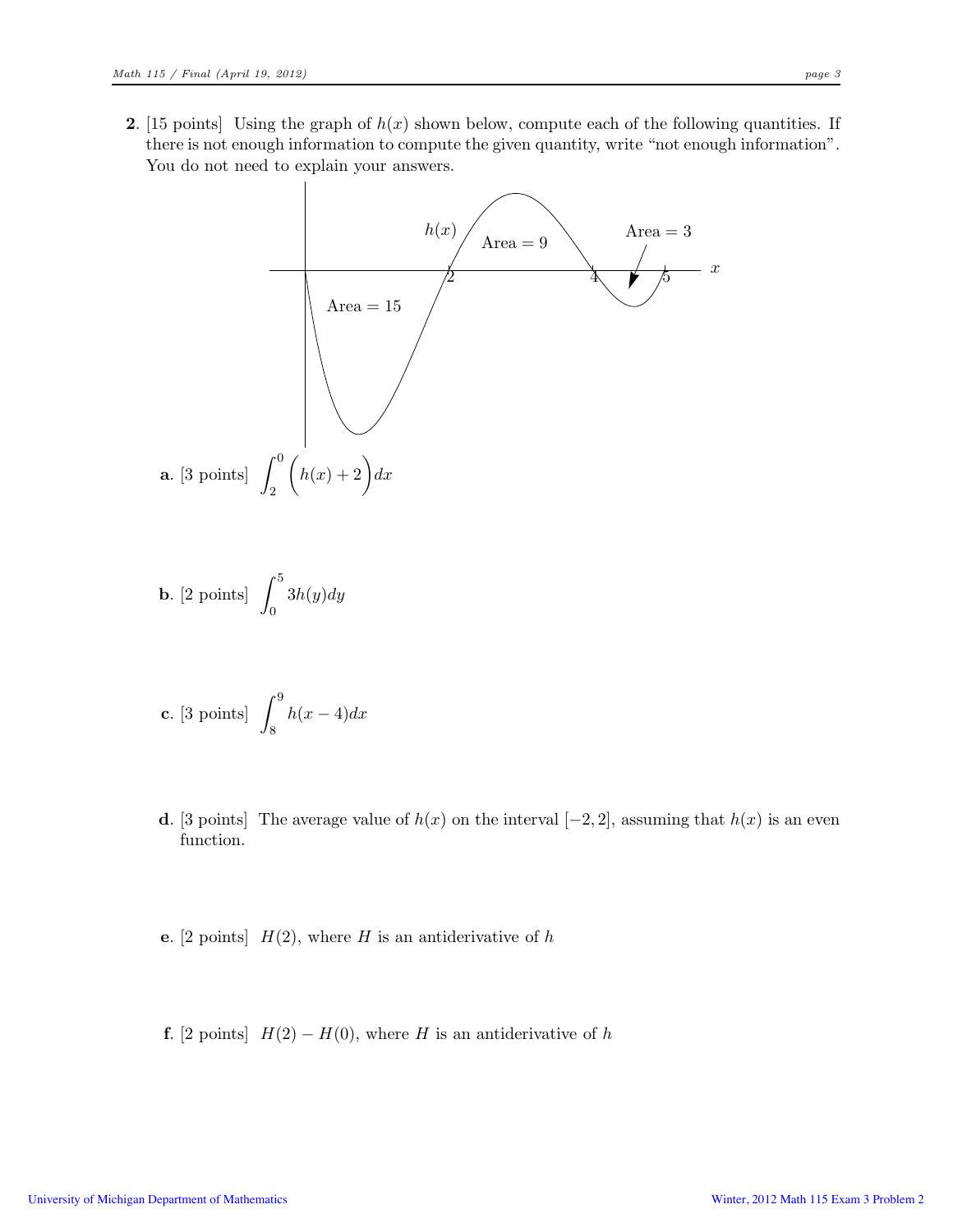**2.** [15 points] Using the graph of $h(x)$ shown below, compute each of the following quantities. If there is not enough information to compute the given quantity, write "not enough information". You do not need to explain your answers.

**a.** [3 points] $\displaystyle\int_2^0 \Big(h(x) + 2\Big) dx$

**b.** [2 points] $\displaystyle\int_0^5 3h(y)dy$

**c.** [3 points] $\displaystyle\int_8^9 h(x-4)dx$

**d.** [3 points] The average value of $h(x)$ on the interval $[-2, 2]$, assuming that $h(x)$ is an even function.

**e.** [2 points] $H(2)$, where $H$ is an antiderivative of $h$

**f.** [2 points] $H(2) - H(0)$, where $H$ is an antiderivative of $h$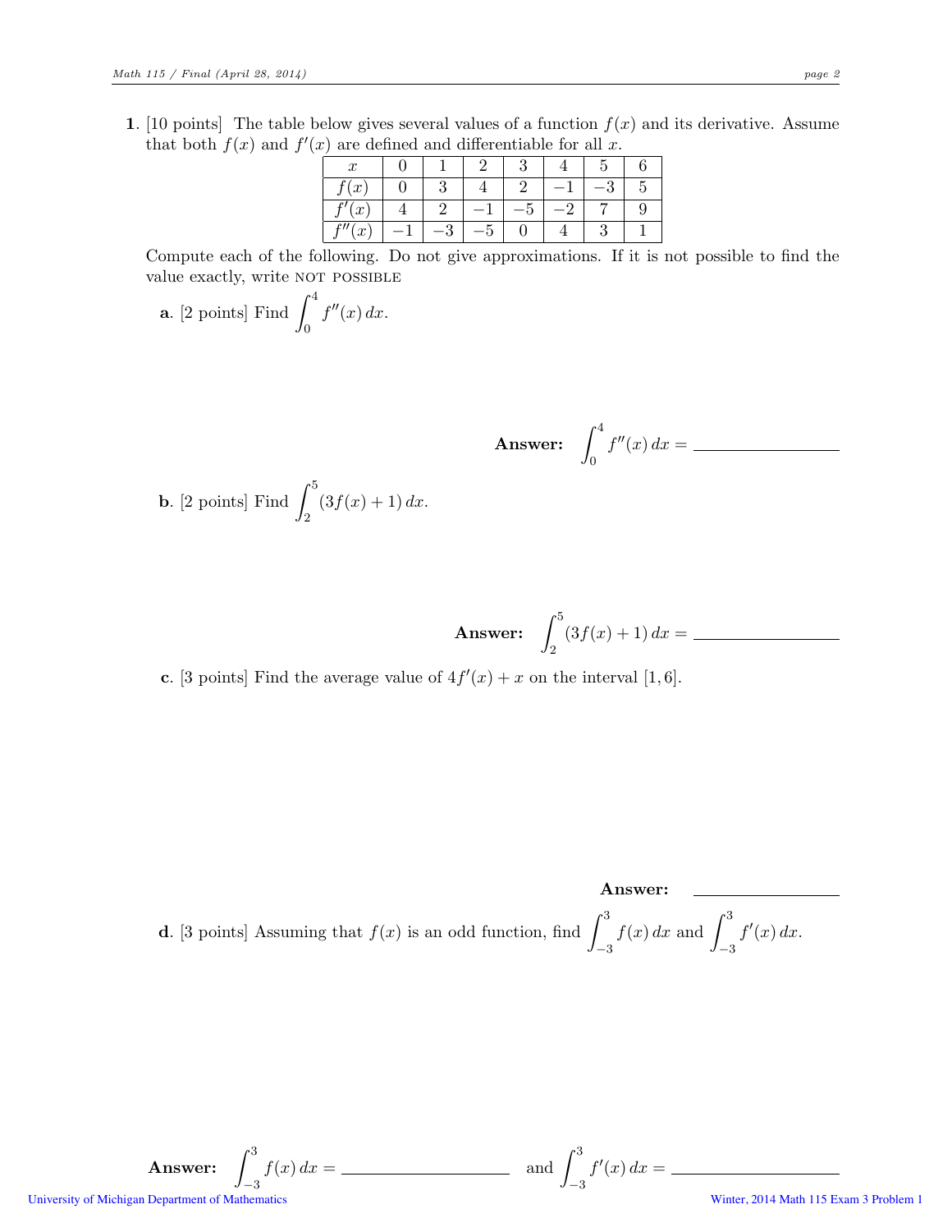**1.** [10 points] The table below gives several values of a function $f(x)$ and its derivative. Assume that both $f(x)$ and $f'(x)$ are defined and differentiable for all $x$.

| $x$ | 0 | 1 | 2 | 3 | 4 | 5 | 6 |
|---|---|---|---|---|---|---|---|
| $f(x)$ | 0 | 3 | 4 | 2 | $-1$ | $-3$ | 5 |
| $f'(x)$ | 4 | 2 | $-1$ | $-5$ | $-2$ | 7 | 9 |
| $f''(x)$ | $-1$ | $-3$ | $-5$ | 0 | 4 | 3 | 1 |

Compute each of the following. Do not give approximations. If it is not possible to find the value exactly, write NOT POSSIBLE

**a**. [2 points] Find $\displaystyle\int_0^4 f''(x)\,dx$.

**Answer:** $\displaystyle\int_0^4 f''(x)\,dx =$ \_\_\_\_\_\_\_\_\_\_\_\_\_\_\_\_

**b**. [2 points] Find $\displaystyle\int_2^5 (3f(x)+1)\,dx$.

**Answer:** $\displaystyle\int_2^5 (3f(x)+1)\,dx =$ \_\_\_\_\_\_\_\_\_\_\_\_\_\_\_\_

**c**. [3 points] Find the average value of $4f'(x)+x$ on the interval $[1,6]$.

**Answer:** \_\_\_\_\_\_\_\_\_\_\_\_\_\_\_\_

**d**. [3 points] Assuming that $f(x)$ is an odd function, find $\displaystyle\int_{-3}^3 f(x)\,dx$ and $\displaystyle\int_{-3}^3 f'(x)\,dx$.

**Answer:** $\displaystyle\int_{-3}^3 f(x)\,dx =$ \_\_\_\_\_\_\_\_\_\_\_\_\_\_\_\_ and $\displaystyle\int_{-3}^3 f'(x)\,dx =$ \_\_\_\_\_\_\_\_\_\_\_\_\_\_\_\_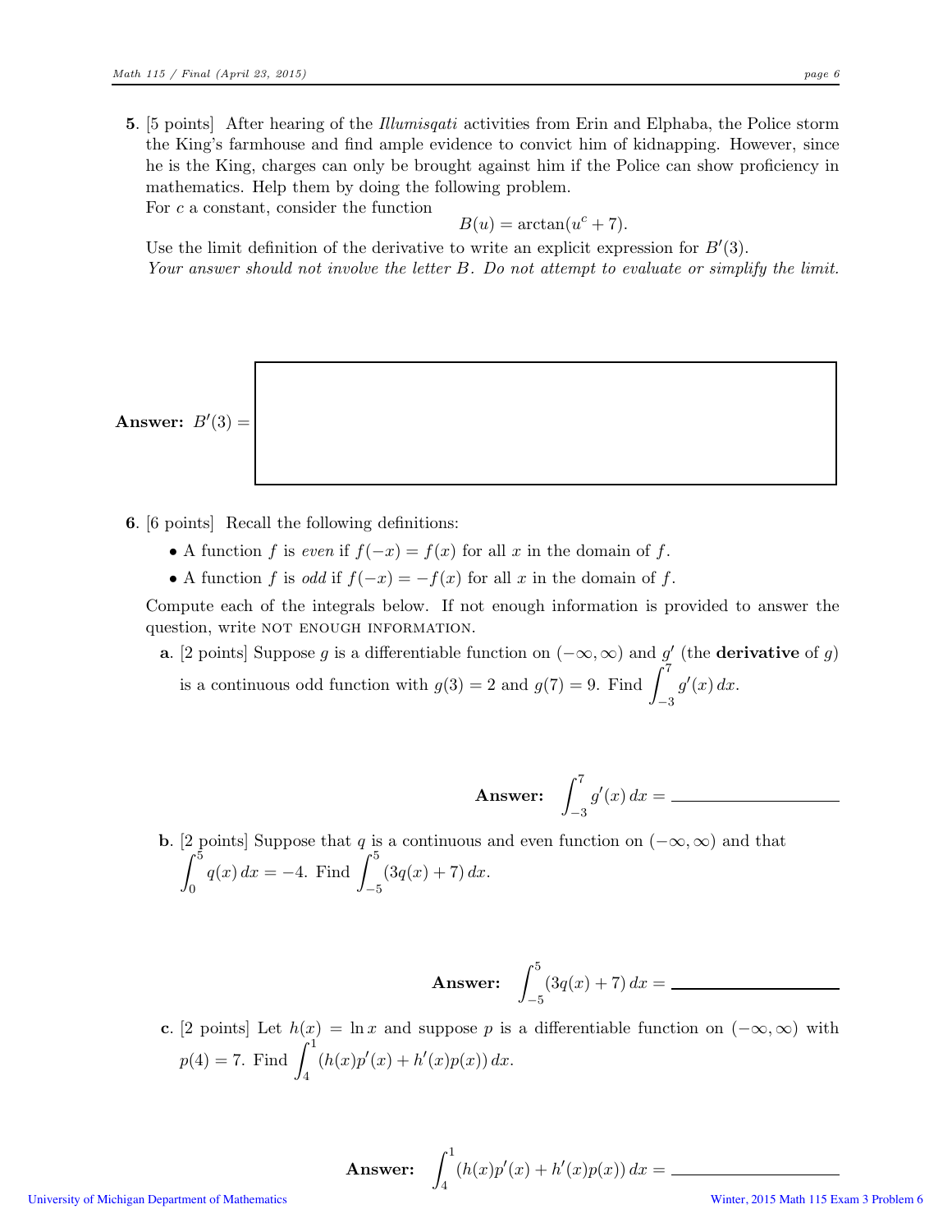**5**. [5 points] After hearing of the *Illumisqati* activities from Erin and Elphaba, the Police storm the King's farmhouse and find ample evidence to convict him of kidnapping. However, since he is the King, charges can only be brought against him if the Police can show proficiency in mathematics. Help them by doing the following problem.

For $c$ a constant, consider the function

$$B(u) = \arctan(u^c + 7).$$

Use the limit definition of the derivative to write an explicit expression for $B'(3)$.

*Your answer should not involve the letter $B$. Do not attempt to evaluate or simplify the limit.*

**Answer:** $B'(3) =$

**6**. [6 points] Recall the following definitions:

- A function $f$ is *even* if $f(-x) = f(x)$ for all $x$ in the domain of $f$.
- A function $f$ is *odd* if $f(-x) = -f(x)$ for all $x$ in the domain of $f$.

Compute each of the integrals below. If not enough information is provided to answer the question, write NOT ENOUGH INFORMATION.

**a**. [2 points] Suppose $g$ is a differentiable function on $(-\infty, \infty)$ and $g'$ (the **derivative** of $g$) is a continuous odd function with $g(3) = 2$ and $g(7) = 9$. Find $\int_{-3}^{7} g'(x)\,dx$.

**Answer:** $\int_{-3}^{7} g'(x)\,dx =$ \_\_\_\_\_\_\_\_\_\_\_\_\_\_\_\_\_\_

**b**. [2 points] Suppose that $q$ is a continuous and even function on $(-\infty, \infty)$ and that $\int_{0}^{5} q(x)\,dx = -4$. Find $\int_{-5}^{5} (3q(x) + 7)\,dx$.

**Answer:** $\int_{-5}^{5} (3q(x) + 7)\,dx =$ \_\_\_\_\_\_\_\_\_\_\_\_\_\_\_\_\_\_

**c**. [2 points] Let $h(x) = \ln x$ and suppose $p$ is a differentiable function on $(-\infty, \infty)$ with $p(4) = 7$. Find $\int_{4}^{1} (h(x)p'(x) + h'(x)p(x))\,dx$.

**Answer:** $\int_{4}^{1} (h(x)p'(x) + h'(x)p(x))\,dx =$ \_\_\_\_\_\_\_\_\_\_\_\_\_\_\_\_\_\_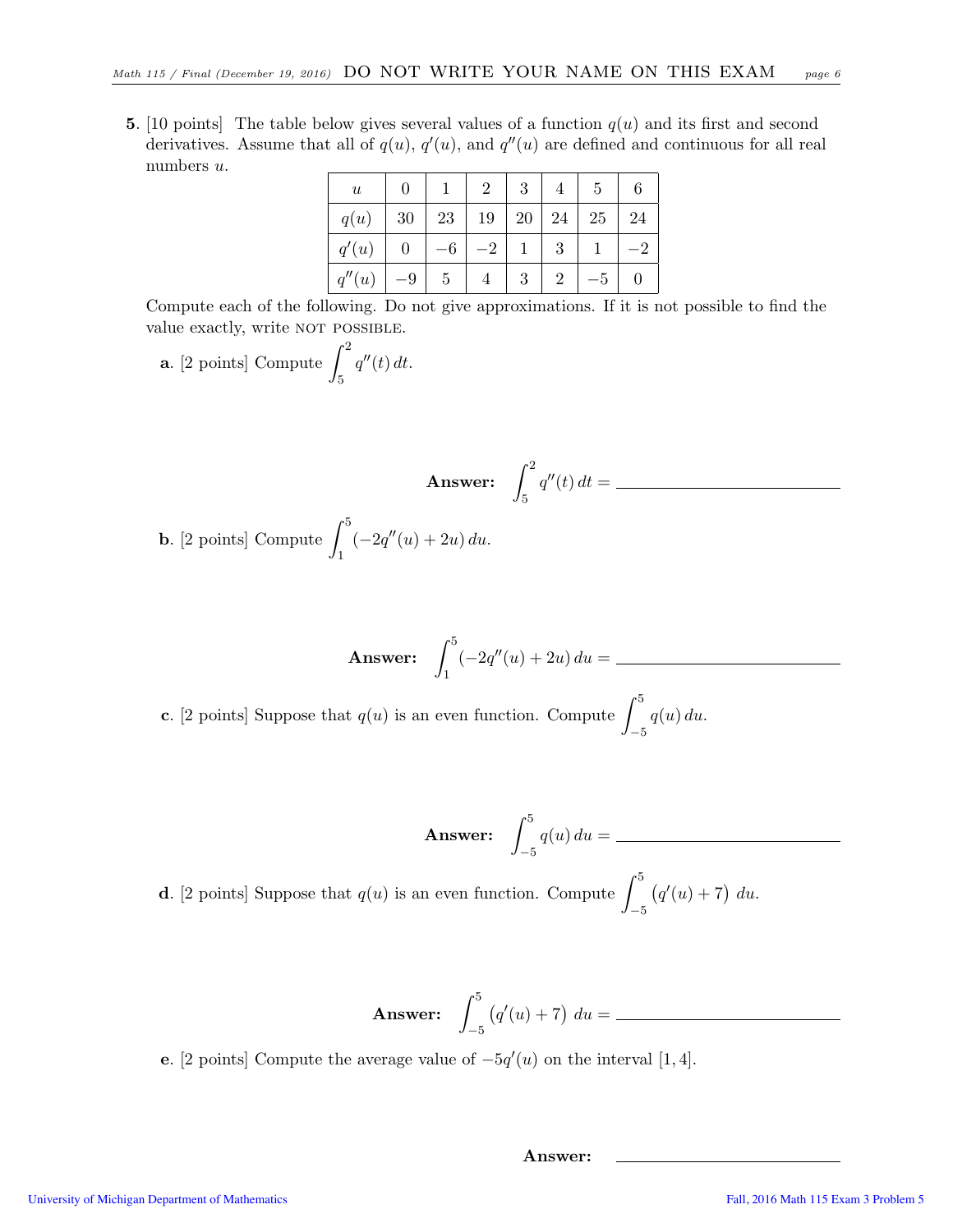**5.** [10 points] The table below gives several values of a function $q(u)$ and its first and second derivatives. Assume that all of $q(u)$, $q'(u)$, and $q''(u)$ are defined and continuous for all real numbers $u$.

| $u$ | 0 | 1 | 2 | 3 | 4 | 5 | 6 |
|---|---|---|---|---|---|---|---|
| $q(u)$ | 30 | 23 | 19 | 20 | 24 | 25 | 24 |
| $q'(u)$ | 0 | $-6$ | $-2$ | 1 | 3 | 1 | $-2$ |
| $q''(u)$ | $-9$ | 5 | 4 | 3 | 2 | $-5$ | 0 |

Compute each of the following. Do not give approximations. If it is not possible to find the value exactly, write NOT POSSIBLE.

**a.** [2 points] Compute $\int_5^2 q''(t)\,dt$.

**Answer:** $\int_5^2 q''(t)\,dt =$ ______________________

**b.** [2 points] Compute $\int_1^5 (-2q''(u) + 2u)\,du$.

**Answer:** $\int_1^5 (-2q''(u) + 2u)\,du =$ ______________________

**c.** [2 points] Suppose that $q(u)$ is an even function. Compute $\int_{-5}^5 q(u)\,du$.

**Answer:** $\int_{-5}^5 q(u)\,du =$ ______________________

**d.** [2 points] Suppose that $q(u)$ is an even function. Compute $\int_{-5}^5 \left(q'(u) + 7\right)\,du$.

**Answer:** $\int_{-5}^5 \left(q'(u) + 7\right)\,du =$ ______________________

**e.** [2 points] Compute the average value of $-5q'(u)$ on the interval $[1, 4]$.

**Answer:** ______________________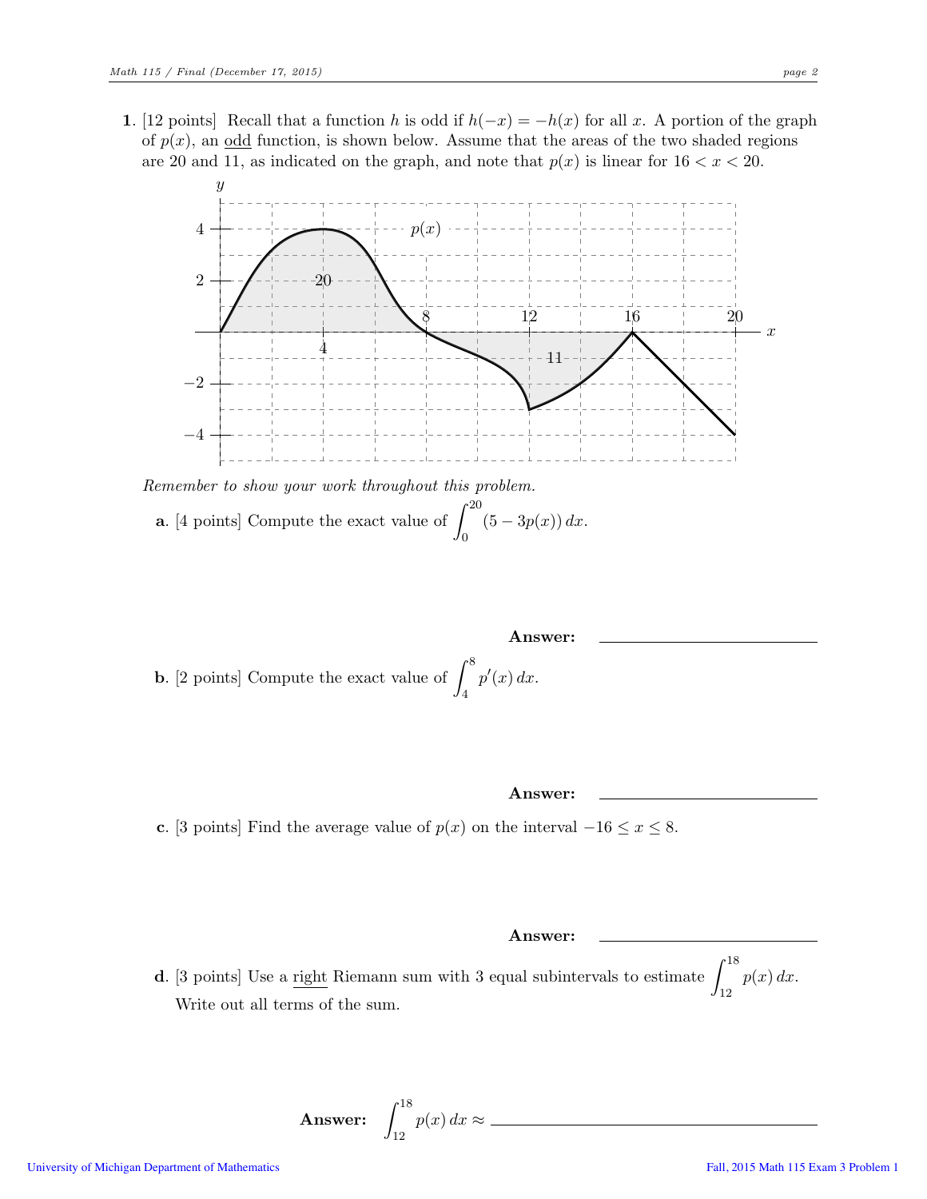**1**. [12 points] Recall that a function $h$ is odd if $h(-x) = -h(x)$ for all $x$. A portion of the graph of $p(x)$, an odd function, is shown below. Assume that the areas of the two shaded regions are 20 and 11, as indicated on the graph, and note that $p(x)$ is linear for $16 < x < 20$.

y

4

2

−2

−4

4

8

12

16

20

x

p(x)

20

11

*Remember to show your work throughout this problem.*

**a**. [4 points] Compute the exact value of $\displaystyle\int_0^{20} (5 - 3p(x))\,dx$.

**Answer:** ____________________

**b**. [2 points] Compute the exact value of $\displaystyle\int_4^8 p'(x)\,dx$.

**Answer:** ____________________

**c**. [3 points] Find the average value of $p(x)$ on the interval $-16 \le x \le 8$.

**Answer:** ____________________

**d**. [3 points] Use a right Riemann sum with 3 equal subintervals to estimate $\displaystyle\int_{12}^{18} p(x)\,dx$. Write out all terms of the sum.

**Answer:** $\displaystyle\int_{12}^{18} p(x)\,dx \approx$ ____________________